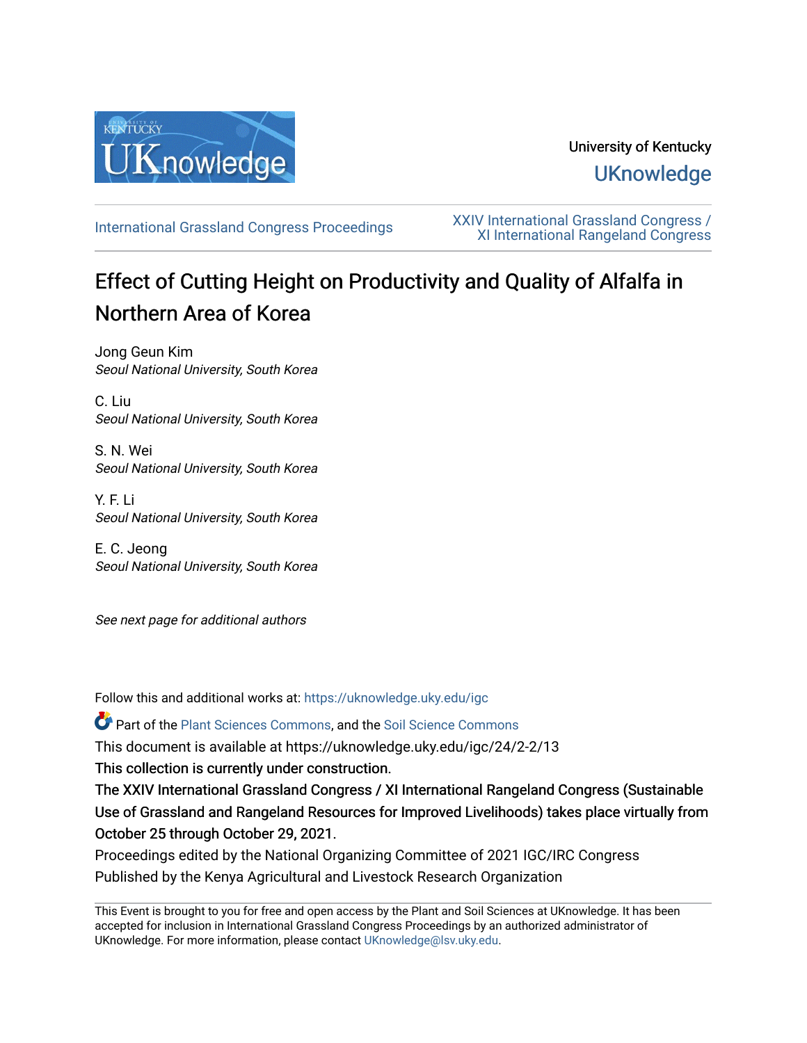University of Kentucky

UKnowledge

International Grassland Congress Proceedings

XXIV International Grassland Congress / XI International Rangeland Congress

# Effect of Cutting Height on Productivity and Quality of Alfalfa in Northern Area of Korea

Jong Geun Kim
*Seoul National University, South Korea*

C. Liu
*Seoul National University, South Korea*

S. N. Wei
*Seoul National University, South Korea*

Y. F. Li
*Seoul National University, South Korea*

E. C. Jeong
*Seoul National University, South Korea*

*See next page for additional authors*

Follow this and additional works at: https://uknowledge.uky.edu/igc

Part of the Plant Sciences Commons, and the Soil Science Commons

This document is available at https://uknowledge.uky.edu/igc/24/2-2/13

This collection is currently under construction.

The XXIV International Grassland Congress / XI International Rangeland Congress (Sustainable Use of Grassland and Rangeland Resources for Improved Livelihoods) takes place virtually from October 25 through October 29, 2021.

Proceedings edited by the National Organizing Committee of 2021 IGC/IRC Congress

Published by the Kenya Agricultural and Livestock Research Organization

This Event is brought to you for free and open access by the Plant and Soil Sciences at UKnowledge. It has been accepted for inclusion in International Grassland Congress Proceedings by an authorized administrator of UKnowledge. For more information, please contact UKnowledge@lsv.uky.edu.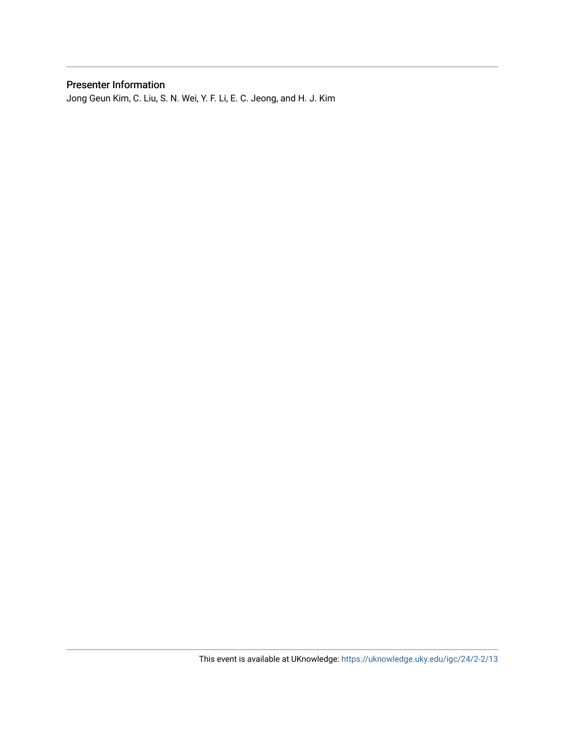### Presenter Information

Jong Geun Kim, C. Liu, S. N. Wei, Y. F. Li, E. C. Jeong, and H. J. Kim

This event is available at UKnowledge: https://uknowledge.uky.edu/igc/24/2-2/13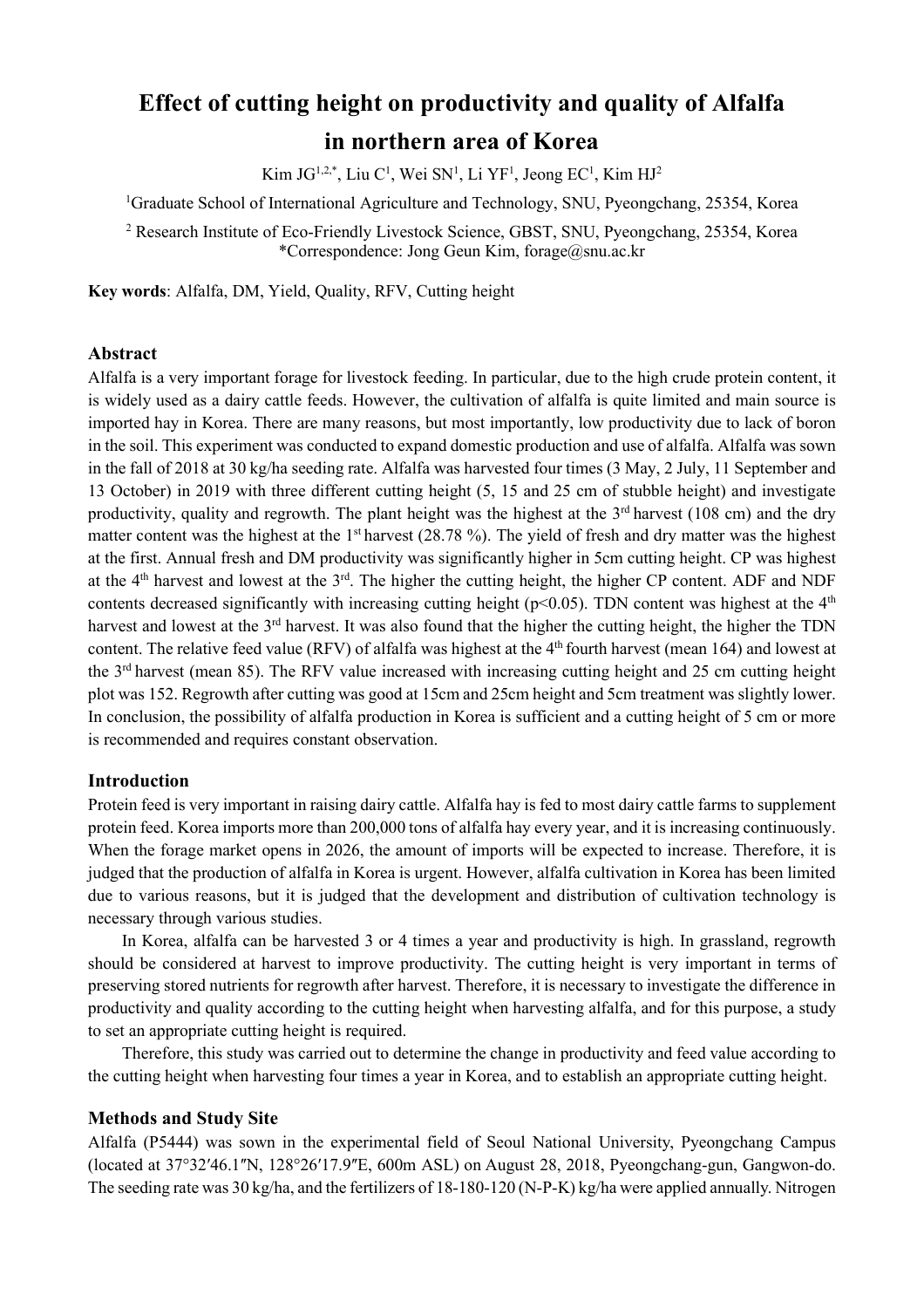# Effect of cutting height on productivity and quality of Alfalfa in northern area of Korea

Kim JG[1,2,*], Liu C[1], Wei SN[1], Li YF[1], Jeong EC[1], Kim HJ[2]

[1]Graduate School of International Agriculture and Technology, SNU, Pyeongchang, 25354, Korea

[2] Research Institute of Eco-Friendly Livestock Science, GBST, SNU, Pyeongchang, 25354, Korea
*Correspondence: Jong Geun Kim, forage@snu.ac.kr

**Key words**: Alfalfa, DM, Yield, Quality, RFV, Cutting height

### Abstract

Alfalfa is a very important forage for livestock feeding. In particular, due to the high crude protein content, it is widely used as a dairy cattle feeds. However, the cultivation of alfalfa is quite limited and main source is imported hay in Korea. There are many reasons, but most importantly, low productivity due to lack of boron in the soil. This experiment was conducted to expand domestic production and use of alfalfa. Alfalfa was sown in the fall of 2018 at 30 kg/ha seeding rate. Alfalfa was harvested four times (3 May, 2 July, 11 September and 13 October) in 2019 with three different cutting height (5, 15 and 25 cm of stubble height) and investigate productivity, quality and regrowth. The plant height was the highest at the 3[rd] harvest (108 cm) and the dry matter content was the highest at the 1[st] harvest (28.78 %). The yield of fresh and dry matter was the highest at the first. Annual fresh and DM productivity was significantly higher in 5cm cutting height. CP was highest at the 4[th] harvest and lowest at the 3[rd]. The higher the cutting height, the higher CP content. ADF and NDF contents decreased significantly with increasing cutting height ($p<0.05$). TDN content was highest at the 4[th] harvest and lowest at the 3[rd] harvest. It was also found that the higher the cutting height, the higher the TDN content. The relative feed value (RFV) of alfalfa was highest at the 4[th] fourth harvest (mean 164) and lowest at the 3[rd] harvest (mean 85). The RFV value increased with increasing cutting height and 25 cm cutting height plot was 152. Regrowth after cutting was good at 15cm and 25cm height and 5cm treatment was slightly lower. In conclusion, the possibility of alfalfa production in Korea is sufficient and a cutting height of 5 cm or more is recommended and requires constant observation.

### Introduction

Protein feed is very important in raising dairy cattle. Alfalfa hay is fed to most dairy cattle farms to supplement protein feed. Korea imports more than 200,000 tons of alfalfa hay every year, and it is increasing continuously. When the forage market opens in 2026, the amount of imports will be expected to increase. Therefore, it is judged that the production of alfalfa in Korea is urgent. However, alfalfa cultivation in Korea has been limited due to various reasons, but it is judged that the development and distribution of cultivation technology is necessary through various studies.

In Korea, alfalfa can be harvested 3 or 4 times a year and productivity is high. In grassland, regrowth should be considered at harvest to improve productivity. The cutting height is very important in terms of preserving stored nutrients for regrowth after harvest. Therefore, it is necessary to investigate the difference in productivity and quality according to the cutting height when harvesting alfalfa, and for this purpose, a study to set an appropriate cutting height is required.

Therefore, this study was carried out to determine the change in productivity and feed value according to the cutting height when harvesting four times a year in Korea, and to establish an appropriate cutting height.

### Methods and Study Site

Alfalfa (P5444) was sown in the experimental field of Seoul National University, Pyeongchang Campus (located at 37°32′46.1″N, 128°26′17.9″E, 600m ASL) on August 28, 2018, Pyeongchang-gun, Gangwon-do. The seeding rate was 30 kg/ha, and the fertilizers of 18-180-120 (N-P-K) kg/ha were applied annually. Nitrogen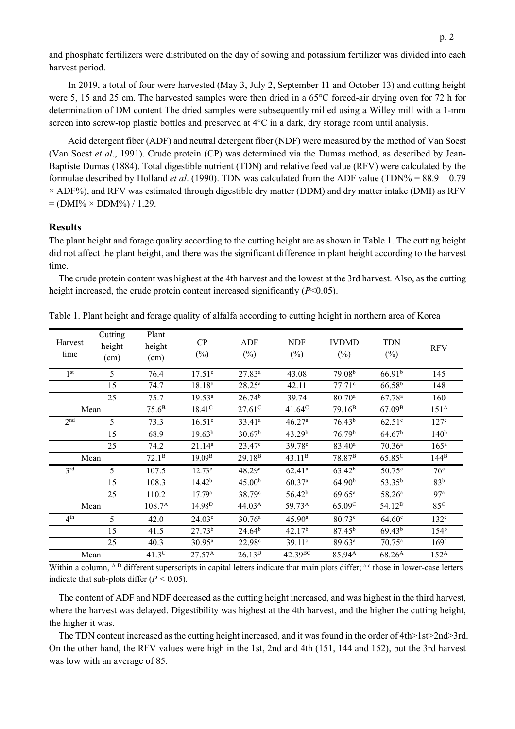and phosphate fertilizers were distributed on the day of sowing and potassium fertilizer was divided into each harvest period.

In 2019, a total of four were harvested (May 3, July 2, September 11 and October 13) and cutting height were 5, 15 and 25 cm. The harvested samples were then dried in a 65°C forced-air drying oven for 72 h for determination of DM content The dried samples were subsequently milled using a Willey mill with a 1-mm screen into screw-top plastic bottles and preserved at 4°C in a dark, dry storage room until analysis.

Acid detergent fiber (ADF) and neutral detergent fiber (NDF) were measured by the method of Van Soest (Van Soest *et al*., 1991). Crude protein (CP) was determined via the Dumas method, as described by Jean-Baptiste Dumas (1884). Total digestible nutrient (TDN) and relative feed value (RFV) were calculated by the formulae described by Holland *et al*. (1990). TDN was calculated from the ADF value (TDN% = 88.9 − 0.79 × ADF%), and RFV was estimated through digestible dry matter (DDM) and dry matter intake (DMI) as RFV = (DMI% × DDM%) / 1.29.

## Results

The plant height and forage quality according to the cutting height are as shown in Table 1. The cutting height did not affect the plant height, and there was the significant difference in plant height according to the harvest time.

The crude protein content was highest at the 4th harvest and the lowest at the 3rd harvest. Also, as the cutting height increased, the crude protein content increased significantly ($P$<0.05).

Table 1. Plant height and forage quality of alfalfa according to cutting height in northern area of Korea

| Harvest time | Cutting height (cm) | Plant height (cm) | CP (%) | ADF (%) | NDF (%) | IVDMD (%) | TDN (%) | RFV |
|---|---|---|---|---|---|---|---|---|
| 1st | 5 | 76.4 | 17.51$^{c}$ | 27.83$^{a}$ | 43.08 | 79.08$^{b}$ | 66.91$^{b}$ | 145 |
| | 15 | 74.7 | 18.18$^{b}$ | 28.25$^{a}$ | 42.11 | 77.71$^{c}$ | 66.58$^{b}$ | 148 |
| | 25 | 75.7 | 19.53$^{a}$ | 26.74$^{b}$ | 39.74 | 80.70$^{a}$ | 67.78$^{a}$ | 160 |
| Mean | | 75.6$^{B}$ | 18.41$^{C}$ | 27.61$^{C}$ | 41.64$^{C}$ | 79.16$^{B}$ | 67.09$^{B}$ | 151$^{A}$ |
| 2nd | 5 | 73.3 | 16.51$^{c}$ | 33.41$^{a}$ | 46.27$^{a}$ | 76.43$^{b}$ | 62.51$^{c}$ | 127$^{c}$ |
| | 15 | 68.9 | 19.63$^{b}$ | 30.67$^{b}$ | 43.29$^{b}$ | 76.79$^{b}$ | 64.67$^{b}$ | 140$^{b}$ |
| | 25 | 74.2 | 21.14$^{a}$ | 23.47$^{c}$ | 39.78$^{c}$ | 83.40$^{a}$ | 70.36$^{a}$ | 165$^{a}$ |
| Mean | | 72.1$^{B}$ | 19.09$^{B}$ | 29.18$^{B}$ | 43.11$^{B}$ | 78.87$^{B}$ | 65.85$^{C}$ | 144$^{B}$ |
| 3rd | 5 | 107.5 | 12.73$^{c}$ | 48.29$^{a}$ | 62.41$^{a}$ | 63.42$^{b}$ | 50.75$^{c}$ | 76$^{c}$ |
| | 15 | 108.3 | 14.42$^{b}$ | 45.00$^{b}$ | 60.37$^{a}$ | 64.90$^{b}$ | 53.35$^{b}$ | 83$^{b}$ |
| | 25 | 110.2 | 17.79$^{a}$ | 38.79$^{c}$ | 56.42$^{b}$ | 69.65$^{a}$ | 58.26$^{a}$ | 97$^{a}$ |
| Mean | | 108.7$^{A}$ | 14.98$^{D}$ | 44.03$^{A}$ | 59.73$^{A}$ | 65.09$^{C}$ | 54.12$^{D}$ | 85$^{C}$ |
| 4th | 5 | 42.0 | 24.03$^{c}$ | 30.76$^{a}$ | 45.90$^{a}$ | 80.73$^{c}$ | 64.60$^{c}$ | 132$^{c}$ |
| | 15 | 41.5 | 27.73$^{b}$ | 24.64$^{b}$ | 42.17$^{b}$ | 87.45$^{b}$ | 69.43$^{b}$ | 154$^{b}$ |
| | 25 | 40.3 | 30.95$^{a}$ | 22.98$^{c}$ | 39.11$^{c}$ | 89.63$^{a}$ | 70.75$^{a}$ | 169$^{a}$ |
| Mean | | 41.3$^{C}$ | 27.57$^{A}$ | 26.13$^{D}$ | 42.39$^{BC}$ | 85.94$^{A}$ | 68.26$^{A}$ | 152$^{A}$ |

Within a column, $^{A\text{-}D}$ different superscripts in capital letters indicate that main plots differ; $^{a\text{-}c}$ those in lower-case letters indicate that sub-plots differ ($P$ < 0.05).

The content of ADF and NDF decreased as the cutting height increased, and was highest in the third harvest, where the harvest was delayed. Digestibility was highest at the 4th harvest, and the higher the cutting height, the higher it was.

The TDN content increased as the cutting height increased, and it was found in the order of 4th>1st>2nd>3rd. On the other hand, the RFV values were high in the 1st, 2nd and 4th (151, 144 and 152), but the 3rd harvest was low with an average of 85.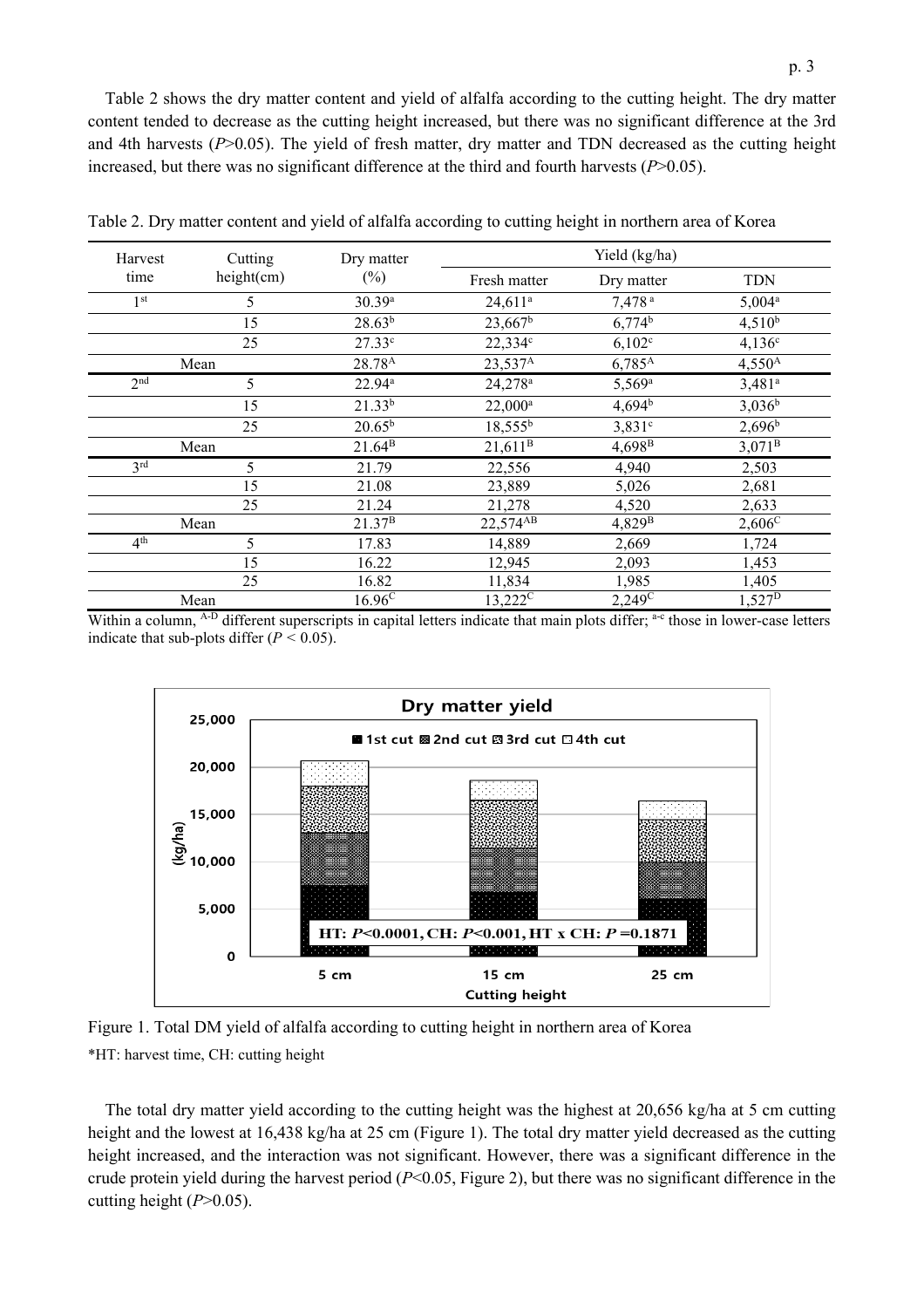Table 2 shows the dry matter content and yield of alfalfa according to the cutting height. The dry matter content tended to decrease as the cutting height increased, but there was no significant difference at the 3rd and 4th harvests ($P$>0.05). The yield of fresh matter, dry matter and TDN decreased as the cutting height increased, but there was no significant difference at the third and fourth harvests ($P$>0.05).

Table 2. Dry matter content and yield of alfalfa according to cutting height in northern area of Korea

| Harvest time | Cutting height(cm) | Dry matter (%) | Yield (kg/ha) | | |
|---|---|---|---|---|---|
| | | | Fresh matter | Dry matter | TDN |
| 1st | 5 | $30.39^{a}$ | $24{,}611^{a}$ | $7{,}478^{a}$ | $5{,}004^{a}$ |
| | 15 | $28.63^{b}$ | $23{,}667^{b}$ | $6{,}774^{b}$ | $4{,}510^{b}$ |
| | 25 | $27.33^{c}$ | $22{,}334^{c}$ | $6{,}102^{c}$ | $4{,}136^{c}$ |
| Mean | | $28.78^{A}$ | $23{,}537^{A}$ | $6{,}785^{A}$ | $4{,}550^{A}$ |
| 2nd | 5 | $22.94^{a}$ | $24{,}278^{a}$ | $5{,}569^{a}$ | $3{,}481^{a}$ |
| | 15 | $21.33^{b}$ | $22{,}000^{a}$ | $4{,}694^{b}$ | $3{,}036^{b}$ |
| | 25 | $20.65^{b}$ | $18{,}555^{b}$ | $3{,}831^{c}$ | $2{,}696^{b}$ |
| Mean | | $21.64^{B}$ | $21{,}611^{B}$ | $4{,}698^{B}$ | $3{,}071^{B}$ |
| 3rd | 5 | 21.79 | 22,556 | 4,940 | 2,503 |
| | 15 | 21.08 | 23,889 | 5,026 | 2,681 |
| | 25 | 21.24 | 21,278 | 4,520 | 2,633 |
| Mean | | $21.37^{B}$ | $22{,}574^{AB}$ | $4{,}829^{B}$ | $2{,}606^{C}$ |
| 4th | 5 | 17.83 | 14,889 | 2,669 | 1,724 |
| | 15 | 16.22 | 12,945 | 2,093 | 1,453 |
| | 25 | 16.82 | 11,834 | 1,985 | 1,405 |
| Mean | | $16.96^{C}$ | $13{,}222^{C}$ | $2{,}249^{C}$ | $1{,}527^{D}$ |

Within a column, A-D different superscripts in capital letters indicate that main plots differ; a-c those in lower-case letters indicate that sub-plots differ ($P$ < 0.05).

Figure 1. Total DM yield of alfalfa according to cutting height in northern area of Korea

*HT: harvest time, CH: cutting height

The total dry matter yield according to the cutting height was the highest at 20,656 kg/ha at 5 cm cutting height and the lowest at 16,438 kg/ha at 25 cm (Figure 1). The total dry matter yield decreased as the cutting height increased, and the interaction was not significant. However, there was a significant difference in the crude protein yield during the harvest period ($P$<0.05, Figure 2), but there was no significant difference in the cutting height ($P$>0.05).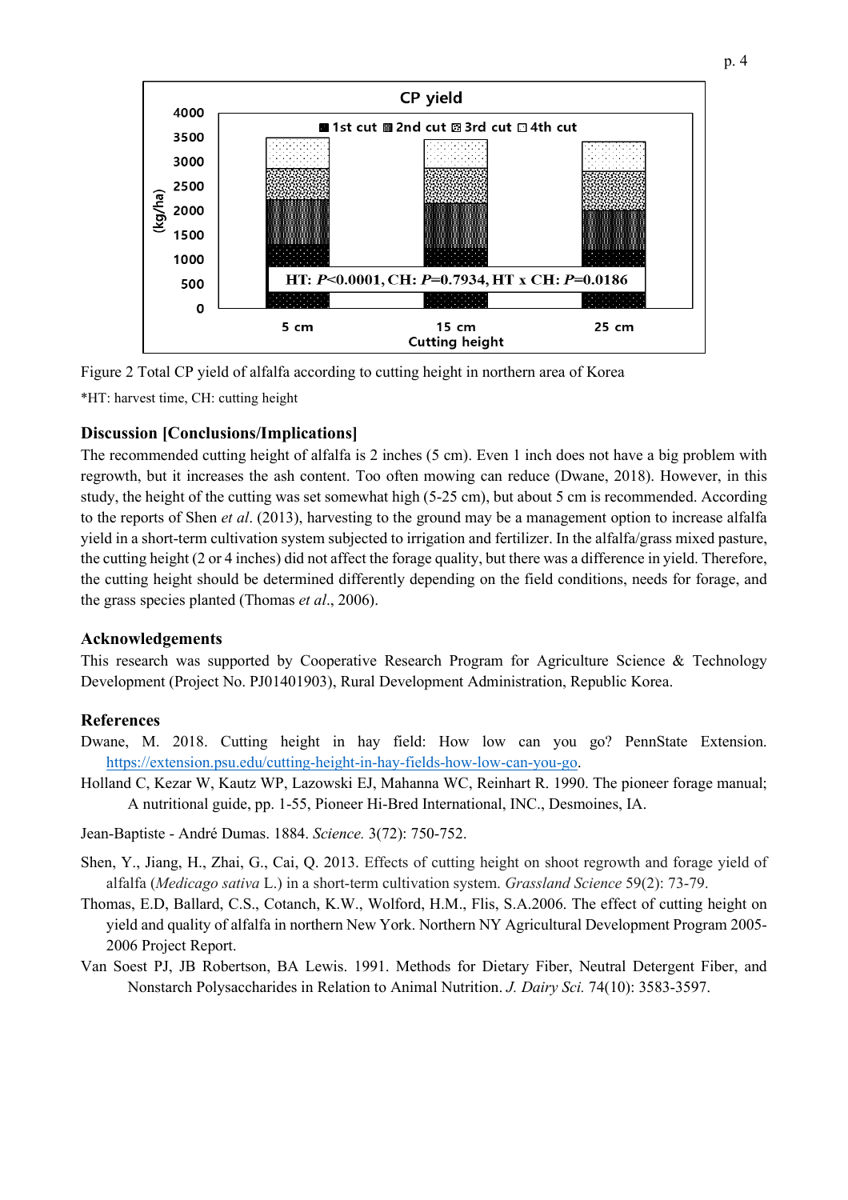CP yield

4000
3500
3000
2500
2000
1500
1000
500
0

(kg/ha)

1st cut 2nd cut 3rd cut 4th cut

HT: $P$<0.0001, CH: $P$=0.7934, HT x CH: $P$=0.0186

5 cm
15 cm
25 cm
Cutting height

Figure 2 Total CP yield of alfalfa according to cutting height in northern area of Korea

*HT: harvest time, CH: cutting height

## Discussion [Conclusions/Implications]

The recommended cutting height of alfalfa is 2 inches (5 cm). Even 1 inch does not have a big problem with regrowth, but it increases the ash content. Too often mowing can reduce (Dwane, 2018). However, in this study, the height of the cutting was set somewhat high (5-25 cm), but about 5 cm is recommended. According to the reports of Shen *et al*. (2013), harvesting to the ground may be a management option to increase alfalfa yield in a short-term cultivation system subjected to irrigation and fertilizer. In the alfalfa/grass mixed pasture, the cutting height (2 or 4 inches) did not affect the forage quality, but there was a difference in yield. Therefore, the cutting height should be determined differently depending on the field conditions, needs for forage, and the grass species planted (Thomas *et al*., 2006).

## Acknowledgements

This research was supported by Cooperative Research Program for Agriculture Science & Technology Development (Project No. PJ01401903), Rural Development Administration, Republic Korea.

## References

Dwane, M. 2018. Cutting height in hay field: How low can you go? PennState Extension. https://extension.psu.edu/cutting-height-in-hay-fields-how-low-can-you-go.

Holland C, Kezar W, Kautz WP, Lazowski EJ, Mahanna WC, Reinhart R. 1990. The pioneer forage manual; A nutritional guide, pp. 1-55, Pioneer Hi-Bred International, INC., Desmoines, IA.

Jean-Baptiste - André Dumas. 1884. *Science.* 3(72): 750-752.

Shen, Y., Jiang, H., Zhai, G., Cai, Q. 2013. Effects of cutting height on shoot regrowth and forage yield of alfalfa (*Medicago sativa* L.) in a short-term cultivation system. *Grassland Science* 59(2): 73-79.

Thomas, E.D, Ballard, C.S., Cotanch, K.W., Wolford, H.M., Flis, S.A.2006. The effect of cutting height on yield and quality of alfalfa in northern New York. Northern NY Agricultural Development Program 2005-2006 Project Report.

Van Soest PJ, JB Robertson, BA Lewis. 1991. Methods for Dietary Fiber, Neutral Detergent Fiber, and Nonstarch Polysaccharides in Relation to Animal Nutrition. *J. Dairy Sci.* 74(10): 3583-3597.